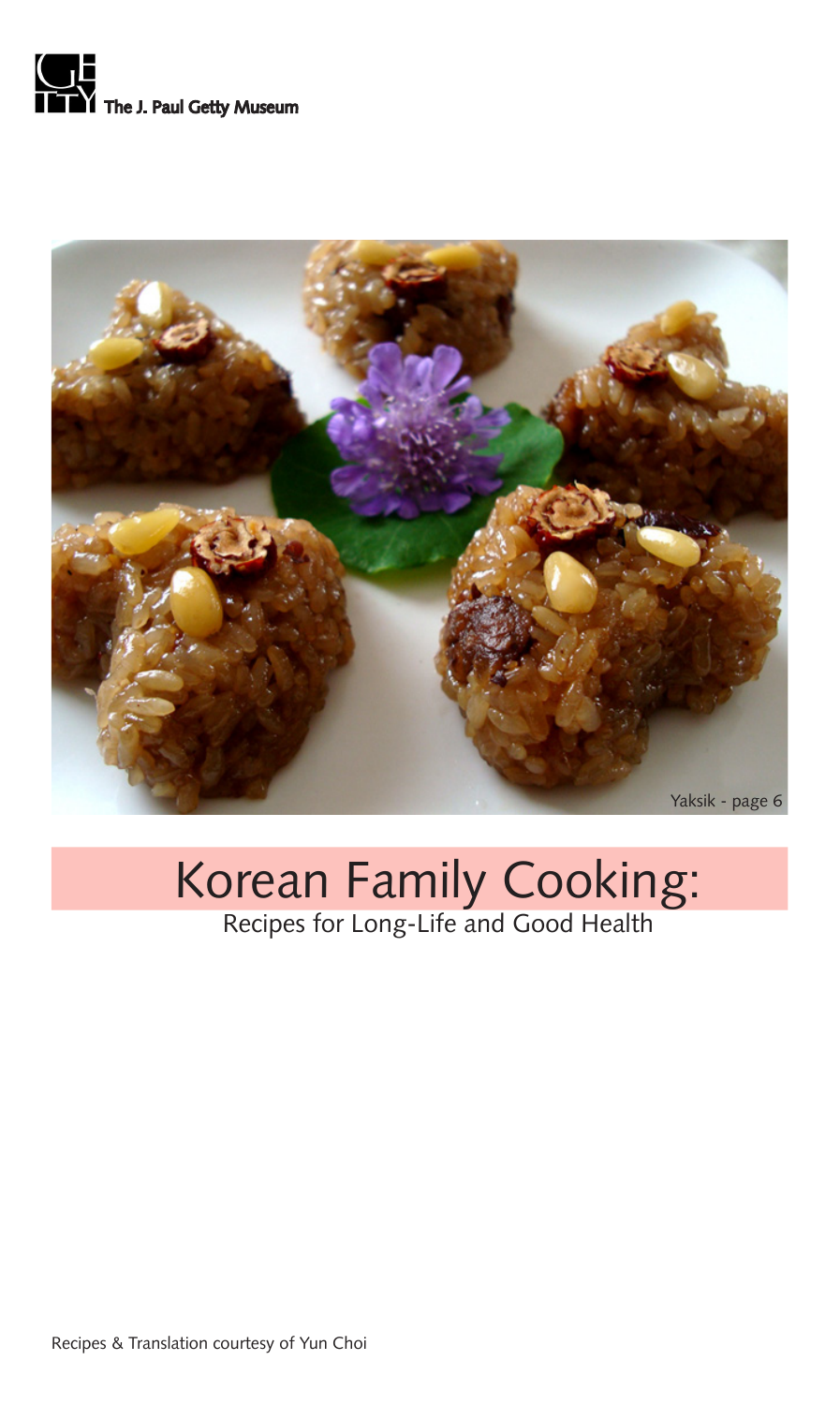The J. Paul Getty Museum

Yaksik - page 6

# Korean Family Cooking:

Recipes for Long-Life and Good Health

Recipes & Translation courtesy of Yun Choi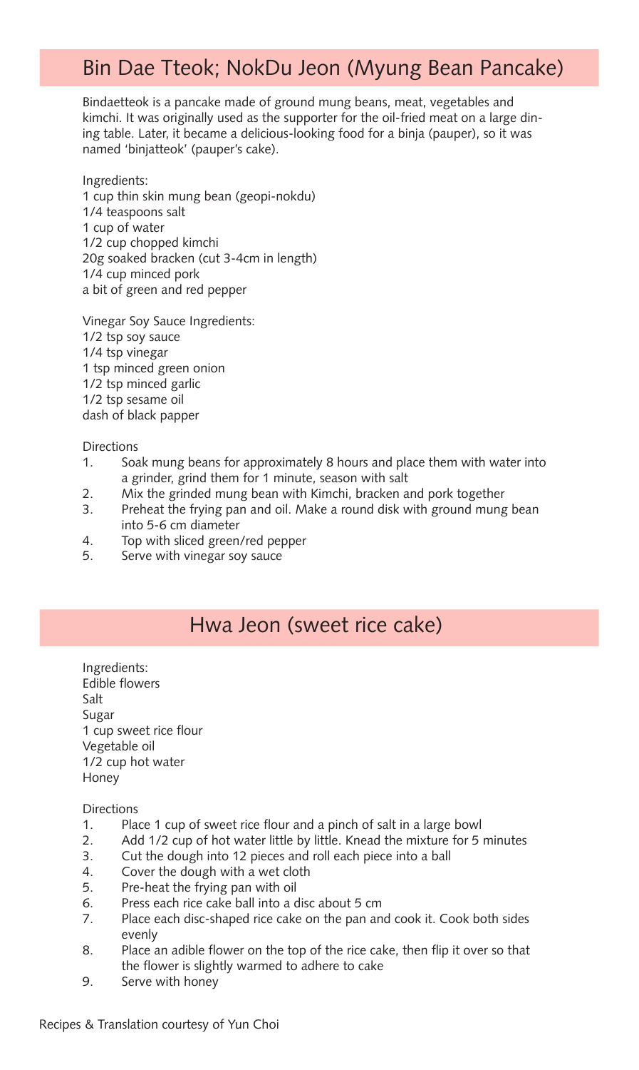## Bin Dae Tteok; NokDu Jeon (Myung Bean Pancake)

Bindaetteok is a pancake made of ground mung beans, meat, vegetables and kimchi. It was originally used as the supporter for the oil-fried meat on a large dining table. Later, it became a delicious-looking food for a binja (pauper), so it was named 'binjatteok' (pauper's cake).

Ingredients:
1 cup thin skin mung bean (geopi-nokdu)
1/4 teaspoons salt
1 cup of water
1/2 cup chopped kimchi
20g soaked bracken (cut 3-4cm in length)
1/4 cup minced pork
a bit of green and red pepper

Vinegar Soy Sauce Ingredients:
1/2 tsp soy sauce
1/4 tsp vinegar
1 tsp minced green onion
1/2 tsp minced garlic
1/2 tsp sesame oil
dash of black papper

Directions

1. Soak mung beans for approximately 8 hours and place them with water into a grinder, grind them for 1 minute, season with salt
2. Mix the grinded mung bean with Kimchi, bracken and pork together
3. Preheat the frying pan and oil. Make a round disk with ground mung bean into 5-6 cm diameter
4. Top with sliced green/red pepper
5. Serve with vinegar soy sauce

## Hwa Jeon (sweet rice cake)

Ingredients:
Edible flowers
Salt
Sugar
1 cup sweet rice flour
Vegetable oil
1/2 cup hot water
Honey

Directions

1. Place 1 cup of sweet rice flour and a pinch of salt in a large bowl
2. Add 1/2 cup of hot water little by little. Knead the mixture for 5 minutes
3. Cut the dough into 12 pieces and roll each piece into a ball
4. Cover the dough with a wet cloth
5. Pre-heat the frying pan with oil
6. Press each rice cake ball into a disc about 5 cm
7. Place each disc-shaped rice cake on the pan and cook it. Cook both sides evenly
8. Place an adible flower on the top of the rice cake, then flip it over so that the flower is slightly warmed to adhere to cake
9. Serve with honey

Recipes & Translation courtesy of Yun Choi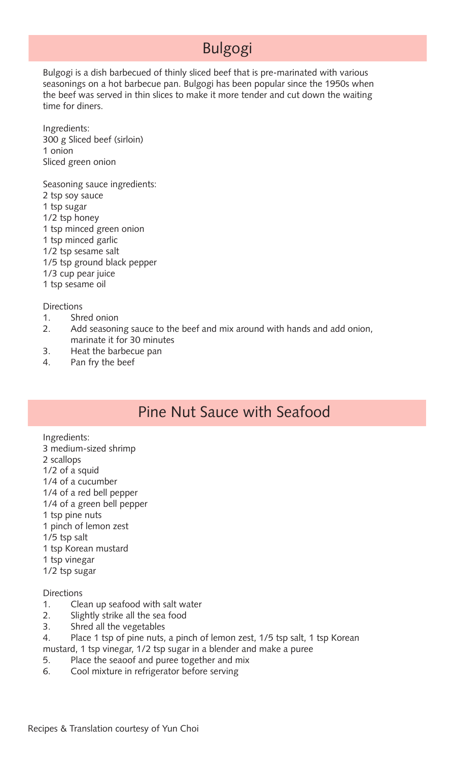# Bulgogi

Bulgogi is a dish barbecued of thinly sliced beef that is pre-marinated with various seasonings on a hot barbecue pan. Bulgogi has been popular since the 1950s when the beef was served in thin slices to make it more tender and cut down the waiting time for diners.

Ingredients:
300 g Sliced beef (sirloin)
1 onion
Sliced green onion

Seasoning sauce ingredients:
2 tsp soy sauce
1 tsp sugar
1/2 tsp honey
1 tsp minced green onion
1 tsp minced garlic
1/2 tsp sesame salt
1/5 tsp ground black pepper
1/3 cup pear juice
1 tsp sesame oil

Directions

1. Shred onion
2. Add seasoning sauce to the beef and mix around with hands and add onion, marinate it for 30 minutes
3. Heat the barbecue pan
4. Pan fry the beef

# Pine Nut Sauce with Seafood

Ingredients:
3 medium-sized shrimp
2 scallops
1/2 of a squid
1/4 of a cucumber
1/4 of a red bell pepper
1/4 of a green bell pepper
1 tsp pine nuts
1 pinch of lemon zest
1/5 tsp salt
1 tsp Korean mustard
1 tsp vinegar
1/2 tsp sugar

Directions

1. Clean up seafood with salt water
2. Slightly strike all the sea food
3. Shred all the vegetables
4. Place 1 tsp of pine nuts, a pinch of lemon zest, 1/5 tsp salt, 1 tsp Korean mustard, 1 tsp vinegar, 1/2 tsp sugar in a blender and make a puree
5. Place the seaoof and puree together and mix
6. Cool mixture in refrigerator before serving

Recipes & Translation courtesy of Yun Choi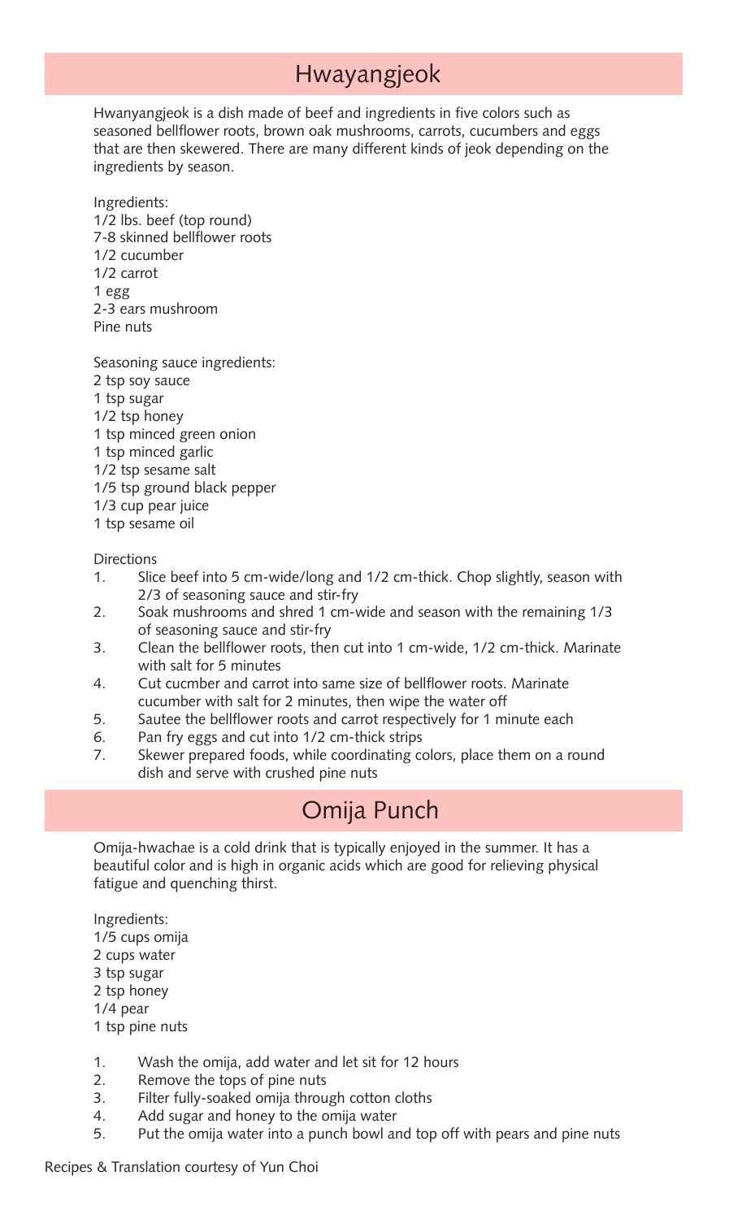## Hwayangjeok

Hwanyangjeok is a dish made of beef and ingredients in five colors such as seasoned bellflower roots, brown oak mushrooms, carrots, cucumbers and eggs that are then skewered. There are many different kinds of jeok depending on the ingredients by season.

Ingredients:
1/2 lbs. beef (top round)
7-8 skinned bellflower roots
1/2 cucumber
1/2 carrot
1 egg
2-3 ears mushroom
Pine nuts

Seasoning sauce ingredients:
2 tsp soy sauce
1 tsp sugar
1/2 tsp honey
1 tsp minced green onion
1 tsp minced garlic
1/2 tsp sesame salt
1/5 tsp ground black pepper
1/3 cup pear juice
1 tsp sesame oil

Directions

1. Slice beef into 5 cm-wide/long and 1/2 cm-thick. Chop slightly, season with 2/3 of seasoning sauce and stir-fry
2. Soak mushrooms and shred 1 cm-wide and season with the remaining 1/3 of seasoning sauce and stir-fry
3. Clean the bellflower roots, then cut into 1 cm-wide, 1/2 cm-thick. Marinate with salt for 5 minutes
4. Cut cucmber and carrot into same size of bellflower roots. Marinate cucumber with salt for 2 minutes, then wipe the water off
5. Sautee the bellflower roots and carrot respectively for 1 minute each
6. Pan fry eggs and cut into 1/2 cm-thick strips
7. Skewer prepared foods, while coordinating colors, place them on a round dish and serve with crushed pine nuts

## Omija Punch

Omija-hwachae is a cold drink that is typically enjoyed in the summer. It has a beautiful color and is high in organic acids which are good for relieving physical fatigue and quenching thirst.

Ingredients:
1/5 cups omija
2 cups water
3 tsp sugar
2 tsp honey
1/4 pear
1 tsp pine nuts

1. Wash the omija, add water and let sit for 12 hours
2. Remove the tops of pine nuts
3. Filter fully-soaked omija through cotton cloths
4. Add sugar and honey to the omija water
5. Put the omija water into a punch bowl and top off with pears and pine nuts

Recipes & Translation courtesy of Yun Choi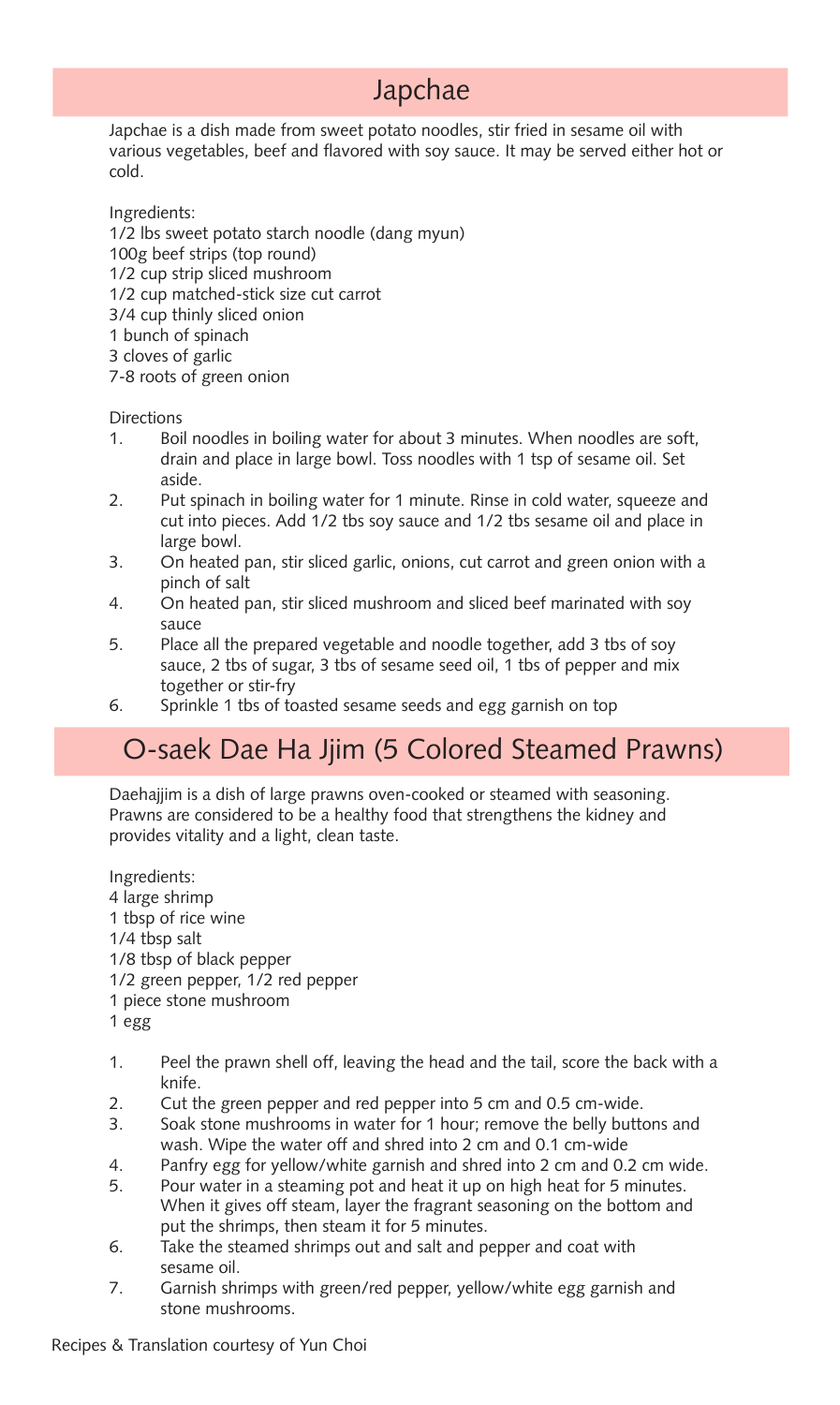# Japchae

Japchae is a dish made from sweet potato noodles, stir fried in sesame oil with various vegetables, beef and flavored with soy sauce. It may be served either hot or cold.

Ingredients:
1/2 lbs sweet potato starch noodle (dang myun)
100g beef strips (top round)
1/2 cup strip sliced mushroom
1/2 cup matched-stick size cut carrot
3/4 cup thinly sliced onion
1 bunch of spinach
3 cloves of garlic
7-8 roots of green onion

Directions

1. Boil noodles in boiling water for about 3 minutes. When noodles are soft, drain and place in large bowl. Toss noodles with 1 tsp of sesame oil. Set aside.
2. Put spinach in boiling water for 1 minute. Rinse in cold water, squeeze and cut into pieces. Add 1/2 tbs soy sauce and 1/2 tbs sesame oil and place in large bowl.
3. On heated pan, stir sliced garlic, onions, cut carrot and green onion with a pinch of salt
4. On heated pan, stir sliced mushroom and sliced beef marinated with soy sauce
5. Place all the prepared vegetable and noodle together, add 3 tbs of soy sauce, 2 tbs of sugar, 3 tbs of sesame seed oil, 1 tbs of pepper and mix together or stir-fry
6. Sprinkle 1 tbs of toasted sesame seeds and egg garnish on top

# O-saek Dae Ha Jjim (5 Colored Steamed Prawns)

Daehajjim is a dish of large prawns oven-cooked or steamed with seasoning. Prawns are considered to be a healthy food that strengthens the kidney and provides vitality and a light, clean taste.

Ingredients:
4 large shrimp
1 tbsp of rice wine
1/4 tbsp salt
1/8 tbsp of black pepper
1/2 green pepper, 1/2 red pepper
1 piece stone mushroom
1 egg

1. Peel the prawn shell off, leaving the head and the tail, score the back with a knife.
2. Cut the green pepper and red pepper into 5 cm and 0.5 cm-wide.
3. Soak stone mushrooms in water for 1 hour; remove the belly buttons and wash. Wipe the water off and shred into 2 cm and 0.1 cm-wide
4. Panfry egg for yellow/white garnish and shred into 2 cm and 0.2 cm wide.
5. Pour water in a steaming pot and heat it up on high heat for 5 minutes. When it gives off steam, layer the fragrant seasoning on the bottom and put the shrimps, then steam it for 5 minutes.
6. Take the steamed shrimps out and salt and pepper and coat with sesame oil.
7. Garnish shrimps with green/red pepper, yellow/white egg garnish and stone mushrooms.

Recipes & Translation courtesy of Yun Choi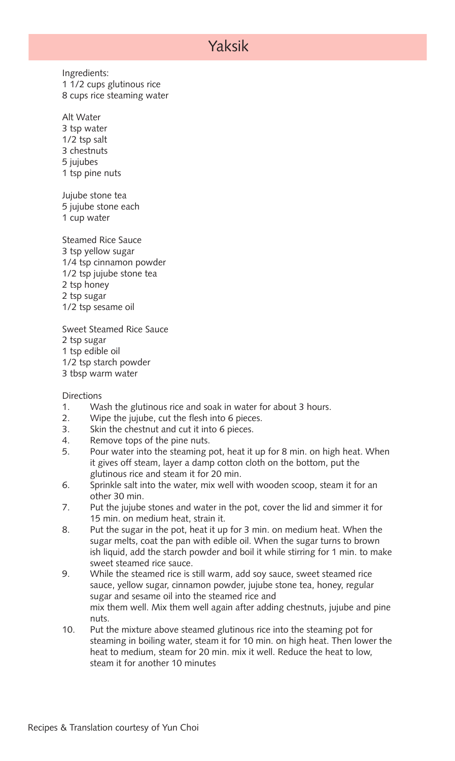# Yaksik

Ingredients:
1 1/2 cups glutinous rice
8 cups rice steaming water

Alt Water
3 tsp water
1/2 tsp salt
3 chestnuts
5 jujubes
1 tsp pine nuts

Jujube stone tea
5 jujube stone each
1 cup water

Steamed Rice Sauce
3 tsp yellow sugar
1/4 tsp cinnamon powder
1/2 tsp jujube stone tea
2 tsp honey
2 tsp sugar
1/2 tsp sesame oil

Sweet Steamed Rice Sauce
2 tsp sugar
1 tsp edible oil
1/2 tsp starch powder
3 tbsp warm water

Directions

1. Wash the glutinous rice and soak in water for about 3 hours.
2. Wipe the jujube, cut the flesh into 6 pieces.
3. Skin the chestnut and cut it into 6 pieces.
4. Remove tops of the pine nuts.
5. Pour water into the steaming pot, heat it up for 8 min. on high heat. When it gives off steam, layer a damp cotton cloth on the bottom, put the glutinous rice and steam it for 20 min.
6. Sprinkle salt into the water, mix well with wooden scoop, steam it for an other 30 min.
7. Put the jujube stones and water in the pot, cover the lid and simmer it for 15 min. on medium heat, strain it.
8. Put the sugar in the pot, heat it up for 3 min. on medium heat. When the sugar melts, coat the pan with edible oil. When the sugar turns to brown ish liquid, add the starch powder and boil it while stirring for 1 min. to make sweet steamed rice sauce.
9. While the steamed rice is still warm, add soy sauce, sweet steamed rice sauce, yellow sugar, cinnamon powder, jujube stone tea, honey, regular sugar and sesame oil into the steamed rice and mix them well. Mix them well again after adding chestnuts, jujube and pine nuts.
10. Put the mixture above steamed glutinous rice into the steaming pot for steaming in boiling water, steam it for 10 min. on high heat. Then lower the heat to medium, steam for 20 min. mix it well. Reduce the heat to low, steam it for another 10 minutes

Recipes & Translation courtesy of Yun Choi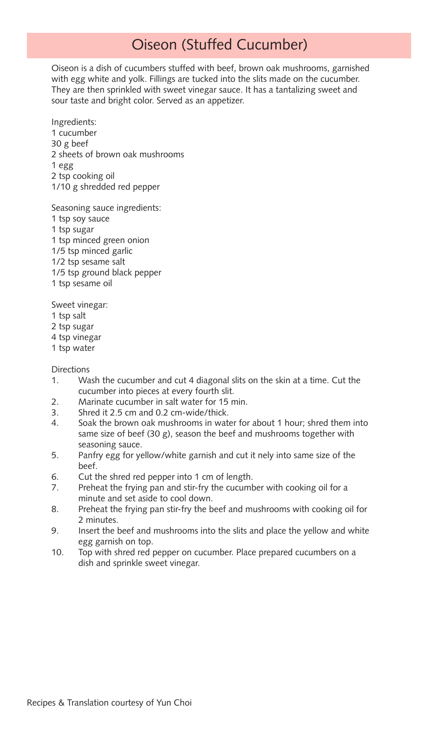# Oiseon (Stuffed Cucumber)

Oiseon is a dish of cucumbers stuffed with beef, brown oak mushrooms, garnished with egg white and yolk. Fillings are tucked into the slits made on the cucumber. They are then sprinkled with sweet vinegar sauce. It has a tantalizing sweet and sour taste and bright color. Served as an appetizer.

Ingredients:
1 cucumber
30 g beef
2 sheets of brown oak mushrooms
1 egg
2 tsp cooking oil
1/10 g shredded red pepper

Seasoning sauce ingredients:
1 tsp soy sauce
1 tsp sugar
1 tsp minced green onion
1/5 tsp minced garlic
1/2 tsp sesame salt
1/5 tsp ground black pepper
1 tsp sesame oil

Sweet vinegar:
1 tsp salt
2 tsp sugar
4 tsp vinegar
1 tsp water

Directions

1. Wash the cucumber and cut 4 diagonal slits on the skin at a time. Cut the cucumber into pieces at every fourth slit.
2. Marinate cucumber in salt water for 15 min.
3. Shred it 2.5 cm and 0.2 cm-wide/thick.
4. Soak the brown oak mushrooms in water for about 1 hour; shred them into same size of beef (30 g), season the beef and mushrooms together with seasoning sauce.
5. Panfry egg for yellow/white garnish and cut it nely into same size of the beef.
6. Cut the shred red pepper into 1 cm of length.
7. Preheat the frying pan and stir-fry the cucumber with cooking oil for a minute and set aside to cool down.
8. Preheat the frying pan stir-fry the beef and mushrooms with cooking oil for 2 minutes.
9. Insert the beef and mushrooms into the slits and place the yellow and white egg garnish on top.
10. Top with shred red pepper on cucumber. Place prepared cucumbers on a dish and sprinkle sweet vinegar.

Recipes & Translation courtesy of Yun Choi